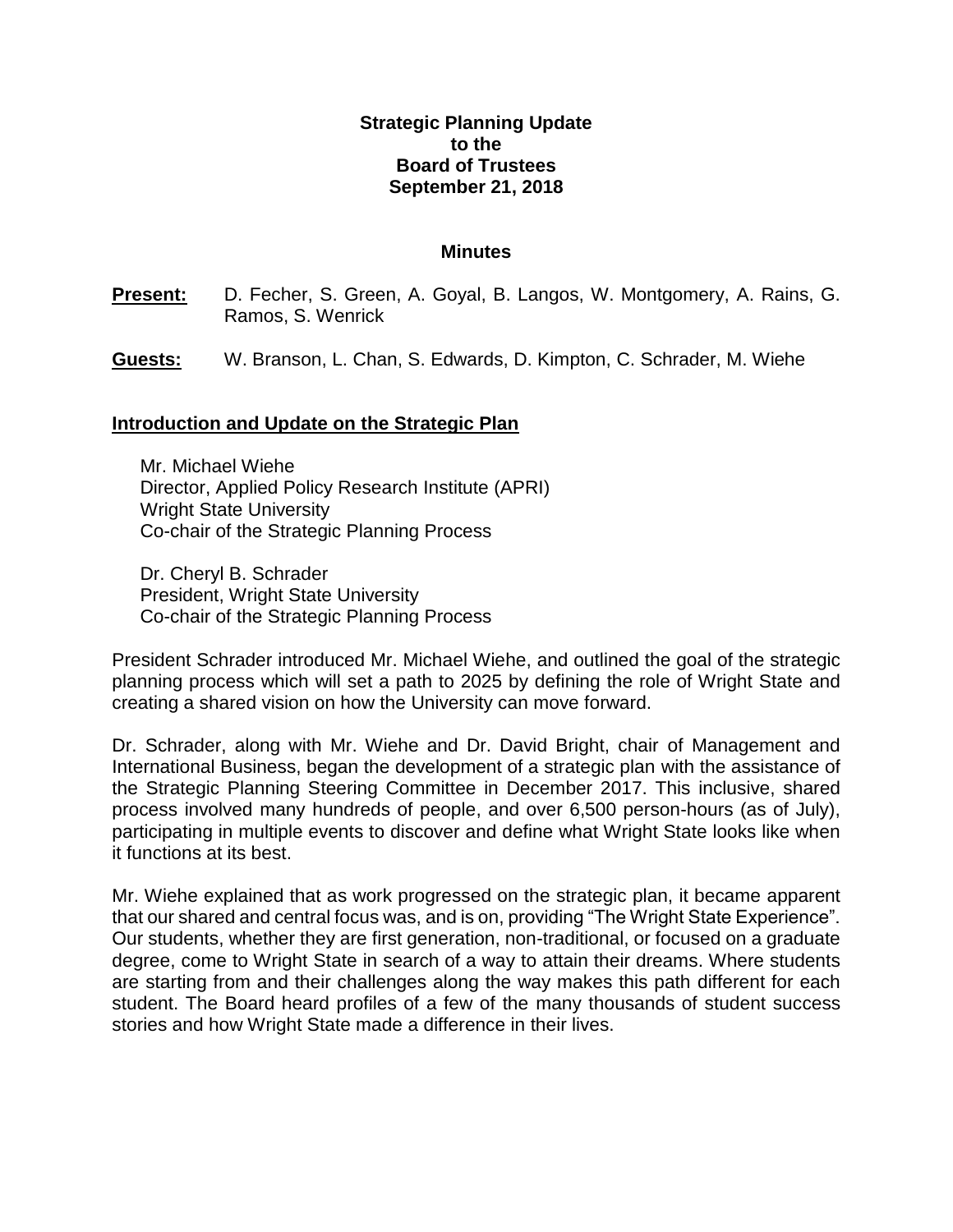**Strategic Planning Update**
**to the**
**Board of Trustees**
**September 21, 2018**

**Minutes**

**Present:** D. Fecher, S. Green, A. Goyal, B. Langos, W. Montgomery, A. Rains, G. Ramos, S. Wenrick

**Guests:** W. Branson, L. Chan, S. Edwards, D. Kimpton, C. Schrader, M. Wiehe

## Introduction and Update on the Strategic Plan

Mr. Michael Wiehe
Director, Applied Policy Research Institute (APRI)
Wright State University
Co-chair of the Strategic Planning Process

Dr. Cheryl B. Schrader
President, Wright State University
Co-chair of the Strategic Planning Process

President Schrader introduced Mr. Michael Wiehe, and outlined the goal of the strategic planning process which will set a path to 2025 by defining the role of Wright State and creating a shared vision on how the University can move forward.

Dr. Schrader, along with Mr. Wiehe and Dr. David Bright, chair of Management and International Business, began the development of a strategic plan with the assistance of the Strategic Planning Steering Committee in December 2017. This inclusive, shared process involved many hundreds of people, and over 6,500 person-hours (as of July), participating in multiple events to discover and define what Wright State looks like when it functions at its best.

Mr. Wiehe explained that as work progressed on the strategic plan, it became apparent that our shared and central focus was, and is on, providing "The Wright State Experience". Our students, whether they are first generation, non-traditional, or focused on a graduate degree, come to Wright State in search of a way to attain their dreams. Where students are starting from and their challenges along the way makes this path different for each student. The Board heard profiles of a few of the many thousands of student success stories and how Wright State made a difference in their lives.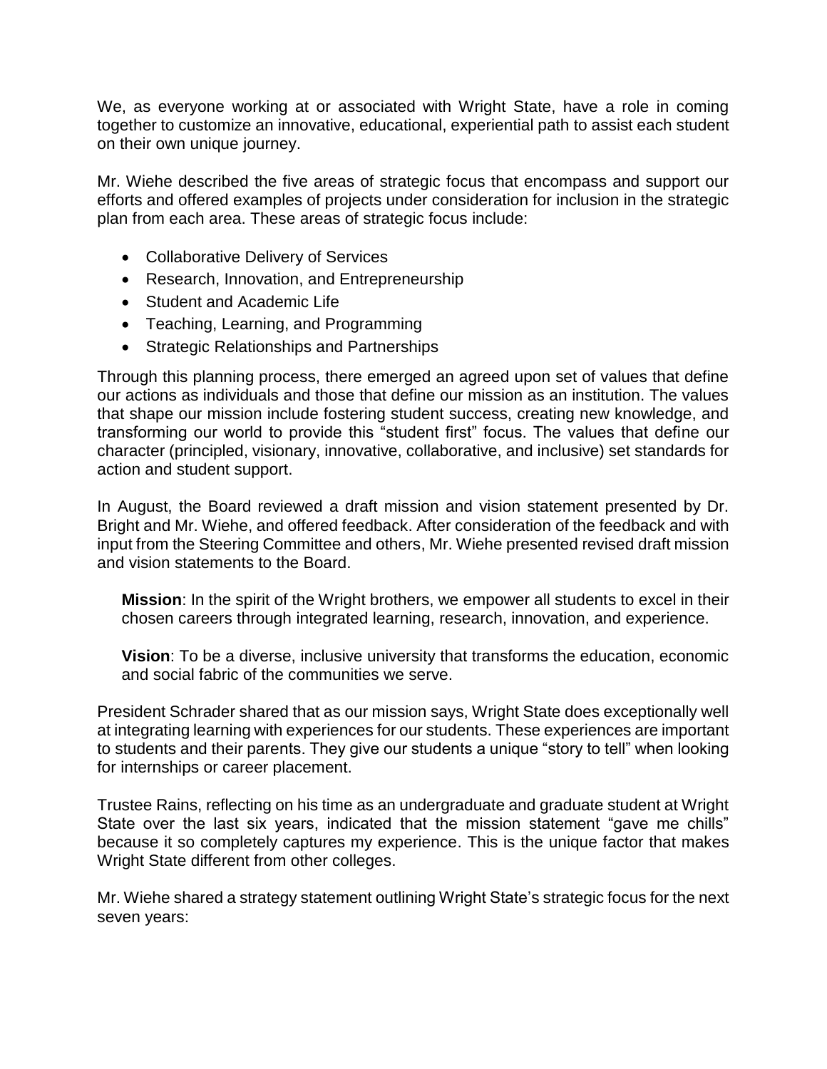We, as everyone working at or associated with Wright State, have a role in coming together to customize an innovative, educational, experiential path to assist each student on their own unique journey.

Mr. Wiehe described the five areas of strategic focus that encompass and support our efforts and offered examples of projects under consideration for inclusion in the strategic plan from each area. These areas of strategic focus include:

- Collaborative Delivery of Services
- Research, Innovation, and Entrepreneurship
- Student and Academic Life
- Teaching, Learning, and Programming
- Strategic Relationships and Partnerships

Through this planning process, there emerged an agreed upon set of values that define our actions as individuals and those that define our mission as an institution. The values that shape our mission include fostering student success, creating new knowledge, and transforming our world to provide this "student first" focus. The values that define our character (principled, visionary, innovative, collaborative, and inclusive) set standards for action and student support.

In August, the Board reviewed a draft mission and vision statement presented by Dr. Bright and Mr. Wiehe, and offered feedback. After consideration of the feedback and with input from the Steering Committee and others, Mr. Wiehe presented revised draft mission and vision statements to the Board.

> **Mission**: In the spirit of the Wright brothers, we empower all students to excel in their chosen careers through integrated learning, research, innovation, and experience.
>
> **Vision**: To be a diverse, inclusive university that transforms the education, economic and social fabric of the communities we serve.

President Schrader shared that as our mission says, Wright State does exceptionally well at integrating learning with experiences for our students. These experiences are important to students and their parents. They give our students a unique "story to tell" when looking for internships or career placement.

Trustee Rains, reflecting on his time as an undergraduate and graduate student at Wright State over the last six years, indicated that the mission statement "gave me chills" because it so completely captures my experience. This is the unique factor that makes Wright State different from other colleges.

Mr. Wiehe shared a strategy statement outlining Wright State's strategic focus for the next seven years: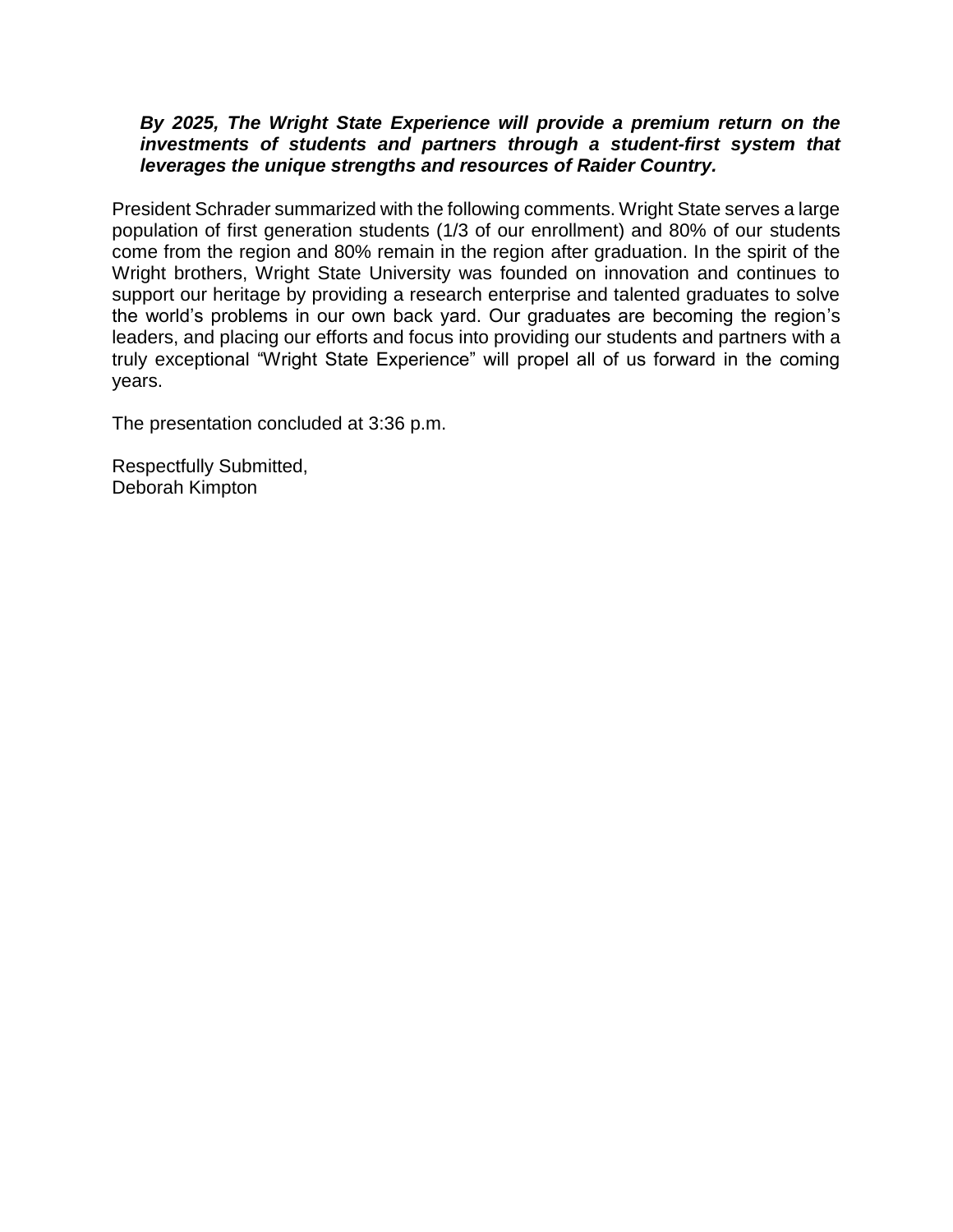***By 2025, The Wright State Experience will provide a premium return on the investments of students and partners through a student-first system that leverages the unique strengths and resources of Raider Country.***

President Schrader summarized with the following comments. Wright State serves a large population of first generation students (1/3 of our enrollment) and 80% of our students come from the region and 80% remain in the region after graduation. In the spirit of the Wright brothers, Wright State University was founded on innovation and continues to support our heritage by providing a research enterprise and talented graduates to solve the world's problems in our own back yard. Our graduates are becoming the region's leaders, and placing our efforts and focus into providing our students and partners with a truly exceptional "Wright State Experience" will propel all of us forward in the coming years.

The presentation concluded at 3:36 p.m.

Respectfully Submitted,
Deborah Kimpton